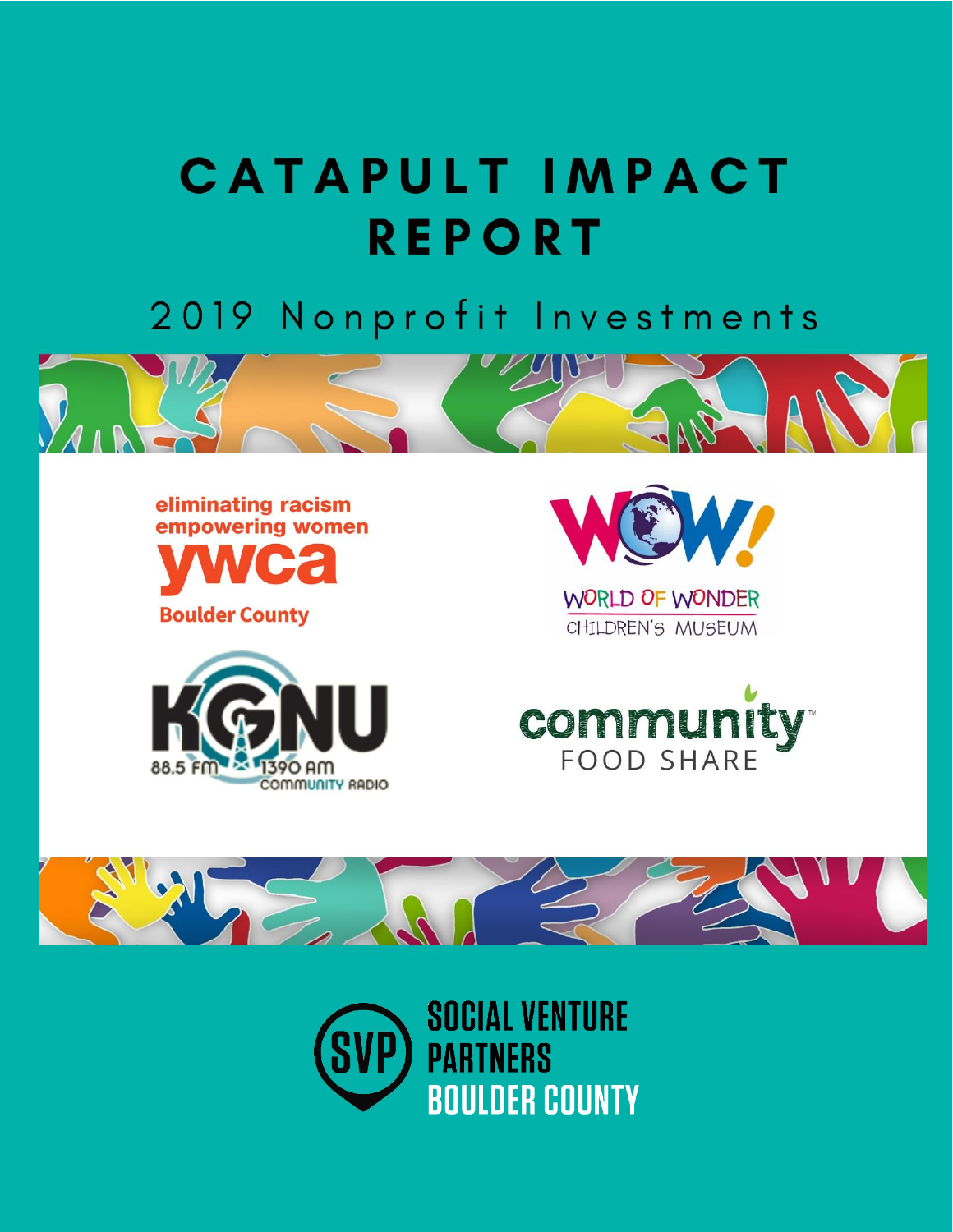# CATAPULT IMPACT REPORT

## 2019 Nonprofit Investments

eliminating racism
empowering women
ywca
Boulder County

WOW!
WORLD OF WONDER
CHILDREN'S MUSEUM

KGNU
88.5 FM 1390 AM
COMMUNITY RADIO

community
FOOD SHARE

SOCIAL VENTURE PARTNERS BOULDER COUNTY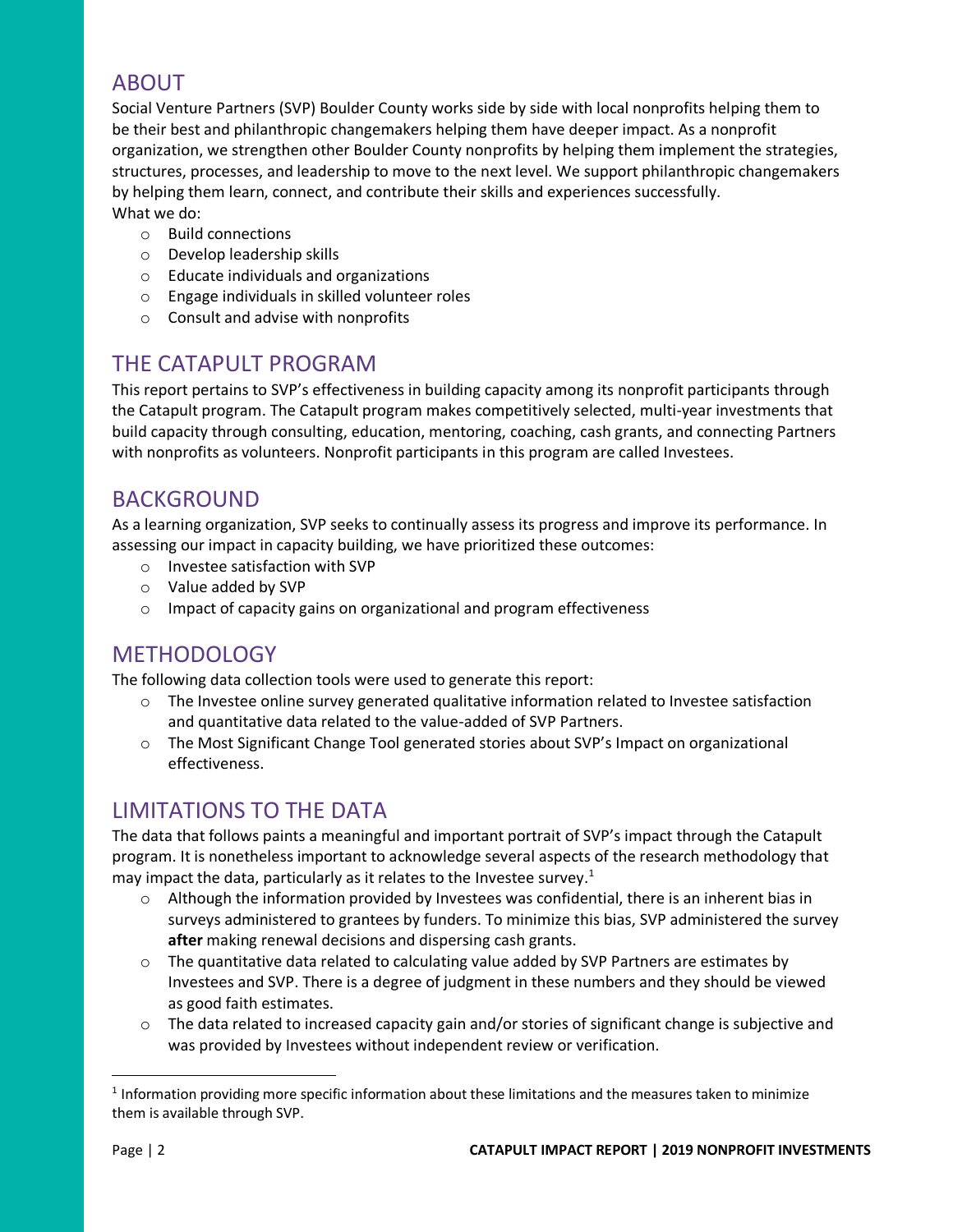## ABOUT

Social Venture Partners (SVP) Boulder County works side by side with local nonprofits helping them to be their best and philanthropic changemakers helping them have deeper impact. As a nonprofit organization, we strengthen other Boulder County nonprofits by helping them implement the strategies, structures, processes, and leadership to move to the next level. We support philanthropic changemakers by helping them learn, connect, and contribute their skills and experiences successfully.

What we do:

- Build connections
- Develop leadership skills
- Educate individuals and organizations
- Engage individuals in skilled volunteer roles
- Consult and advise with nonprofits

## THE CATAPULT PROGRAM

This report pertains to SVP's effectiveness in building capacity among its nonprofit participants through the Catapult program. The Catapult program makes competitively selected, multi-year investments that build capacity through consulting, education, mentoring, coaching, cash grants, and connecting Partners with nonprofits as volunteers. Nonprofit participants in this program are called Investees.

## BACKGROUND

As a learning organization, SVP seeks to continually assess its progress and improve its performance. In assessing our impact in capacity building, we have prioritized these outcomes:

- Investee satisfaction with SVP
- Value added by SVP
- Impact of capacity gains on organizational and program effectiveness

## METHODOLOGY

The following data collection tools were used to generate this report:

- The Investee online survey generated qualitative information related to Investee satisfaction and quantitative data related to the value-added of SVP Partners.
- The Most Significant Change Tool generated stories about SVP's Impact on organizational effectiveness.

## LIMITATIONS TO THE DATA

The data that follows paints a meaningful and important portrait of SVP's impact through the Catapult program. It is nonetheless important to acknowledge several aspects of the research methodology that may impact the data, particularly as it relates to the Investee survey.[1]

- Although the information provided by Investees was confidential, there is an inherent bias in surveys administered to grantees by funders. To minimize this bias, SVP administered the survey **after** making renewal decisions and dispersing cash grants.
- The quantitative data related to calculating value added by SVP Partners are estimates by Investees and SVP. There is a degree of judgment in these numbers and they should be viewed as good faith estimates.
- The data related to increased capacity gain and/or stories of significant change is subjective and was provided by Investees without independent review or verification.

[1] Information providing more specific information about these limitations and the measures taken to minimize them is available through SVP.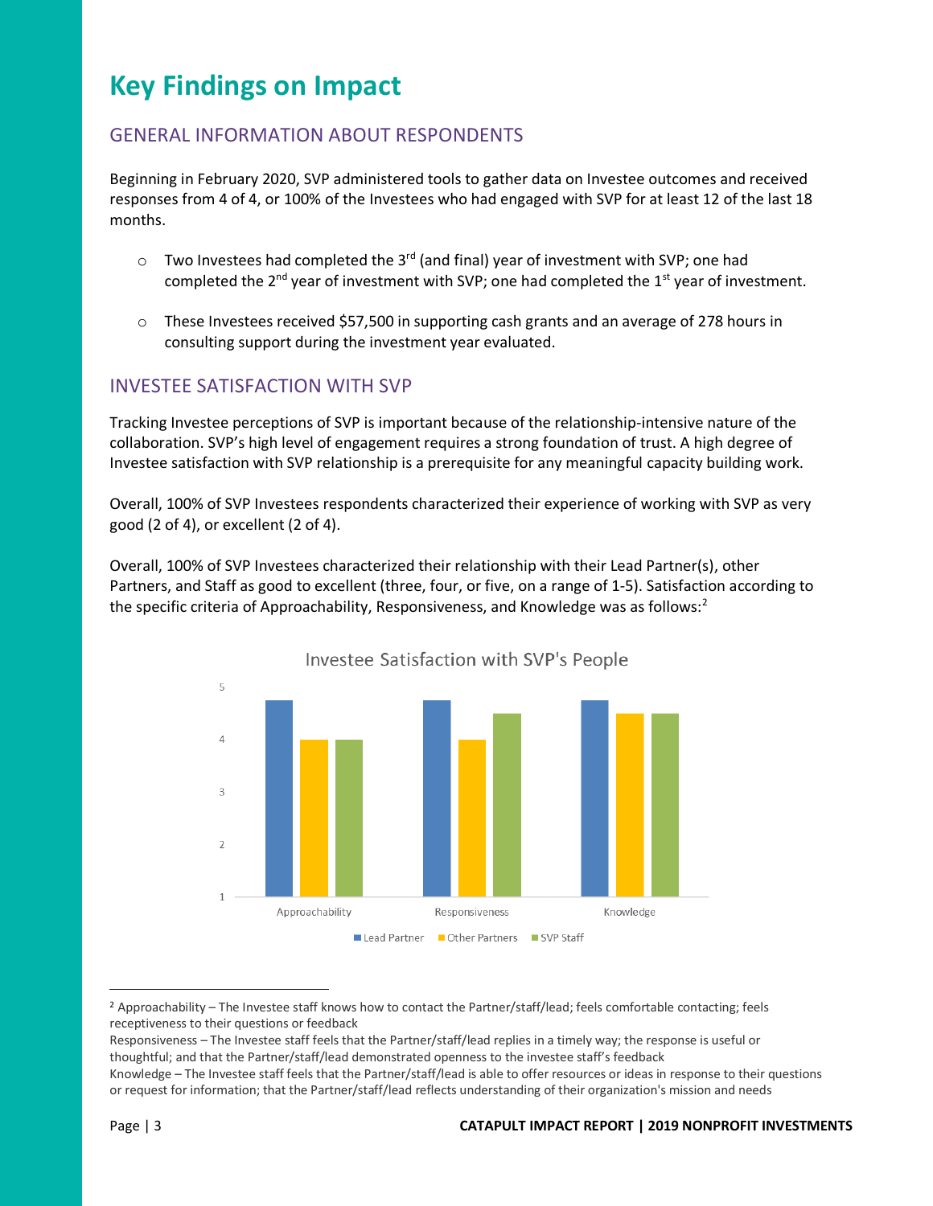# Key Findings on Impact

## GENERAL INFORMATION ABOUT RESPONDENTS

Beginning in February 2020, SVP administered tools to gather data on Investee outcomes and received responses from 4 of 4, or 100% of the Investees who had engaged with SVP for at least 12 of the last 18 months.

- Two Investees had completed the 3rd (and final) year of investment with SVP; one had completed the 2nd year of investment with SVP; one had completed the 1st year of investment.
- These Investees received $57,500 in supporting cash grants and an average of 278 hours in consulting support during the investment year evaluated.

## INVESTEE SATISFACTION WITH SVP

Tracking Investee perceptions of SVP is important because of the relationship-intensive nature of the collaboration. SVP's high level of engagement requires a strong foundation of trust. A high degree of Investee satisfaction with SVP relationship is a prerequisite for any meaningful capacity building work.

Overall, 100% of SVP Investees respondents characterized their experience of working with SVP as very good (2 of 4), or excellent (2 of 4).

Overall, 100% of SVP Investees characterized their relationship with their Lead Partner(s), other Partners, and Staff as good to excellent (three, four, or five, on a range of 1-5). Satisfaction according to the specific criteria of Approachability, Responsiveness, and Knowledge was as follows:[2]

**Investee Satisfaction with SVP's People**

| | Lead Partner | Other Partners | SVP Staff |
|---|---|---|---|
| Approachability | 4.75 | 4 | 4 |
| Responsiveness | 4.75 | 4 | 4.5 |
| Knowledge | 4.75 | 4.5 | 4.5 |

---

[2] Approachability – The Investee staff knows how to contact the Partner/staff/lead; feels comfortable contacting; feels receptiveness to their questions or feedback
Responsiveness – The Investee staff feels that the Partner/staff/lead replies in a timely way; the response is useful or thoughtful; and that the Partner/staff/lead demonstrated openness to the investee staff's feedback
Knowledge – The Investee staff feels that the Partner/staff/lead is able to offer resources or ideas in response to their questions or request for information; that the Partner/staff/lead reflects understanding of their organization's mission and needs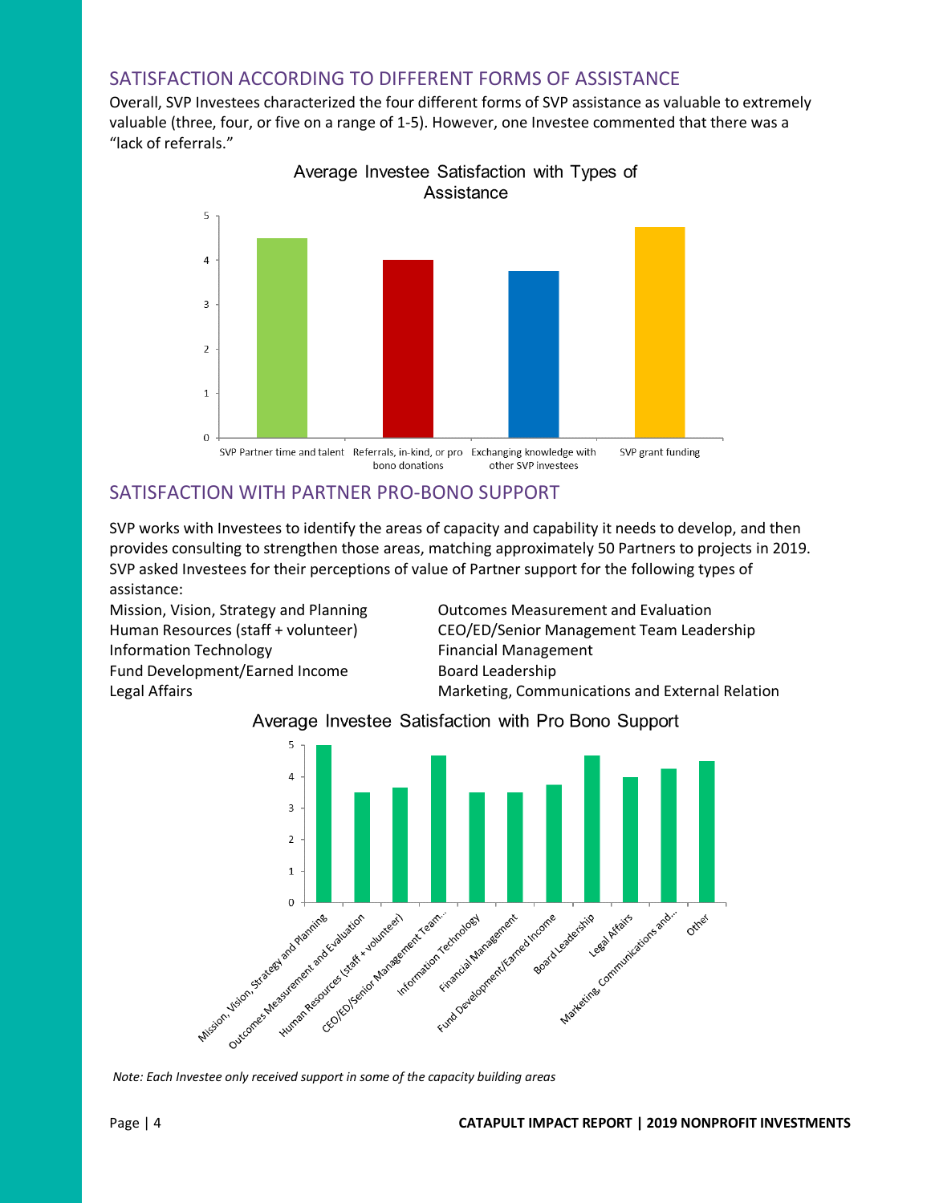## SATISFACTION ACCORDING TO DIFFERENT FORMS OF ASSISTANCE

Overall, SVP Investees characterized the four different forms of SVP assistance as valuable to extremely valuable (three, four, or five on a range of 1-5). However, one Investee commented that there was a "lack of referrals."

Average Investee Satisfaction with Types of Assistance

## SATISFACTION WITH PARTNER PRO-BONO SUPPORT

SVP works with Investees to identify the areas of capacity and capability it needs to develop, and then provides consulting to strengthen those areas, matching approximately 50 Partners to projects in 2019. SVP asked Investees for their perceptions of value of Partner support for the following types of assistance:

- Mission, Vision, Strategy and Planning
- Human Resources (staff + volunteer)
- Information Technology
- Fund Development/Earned Income
- Legal Affairs
- Outcomes Measurement and Evaluation
- CEO/ED/Senior Management Team Leadership
- Financial Management
- Board Leadership
- Marketing, Communications and External Relation

Average Investee Satisfaction with Pro Bono Support

*Note: Each Investee only received support in some of the capacity building areas*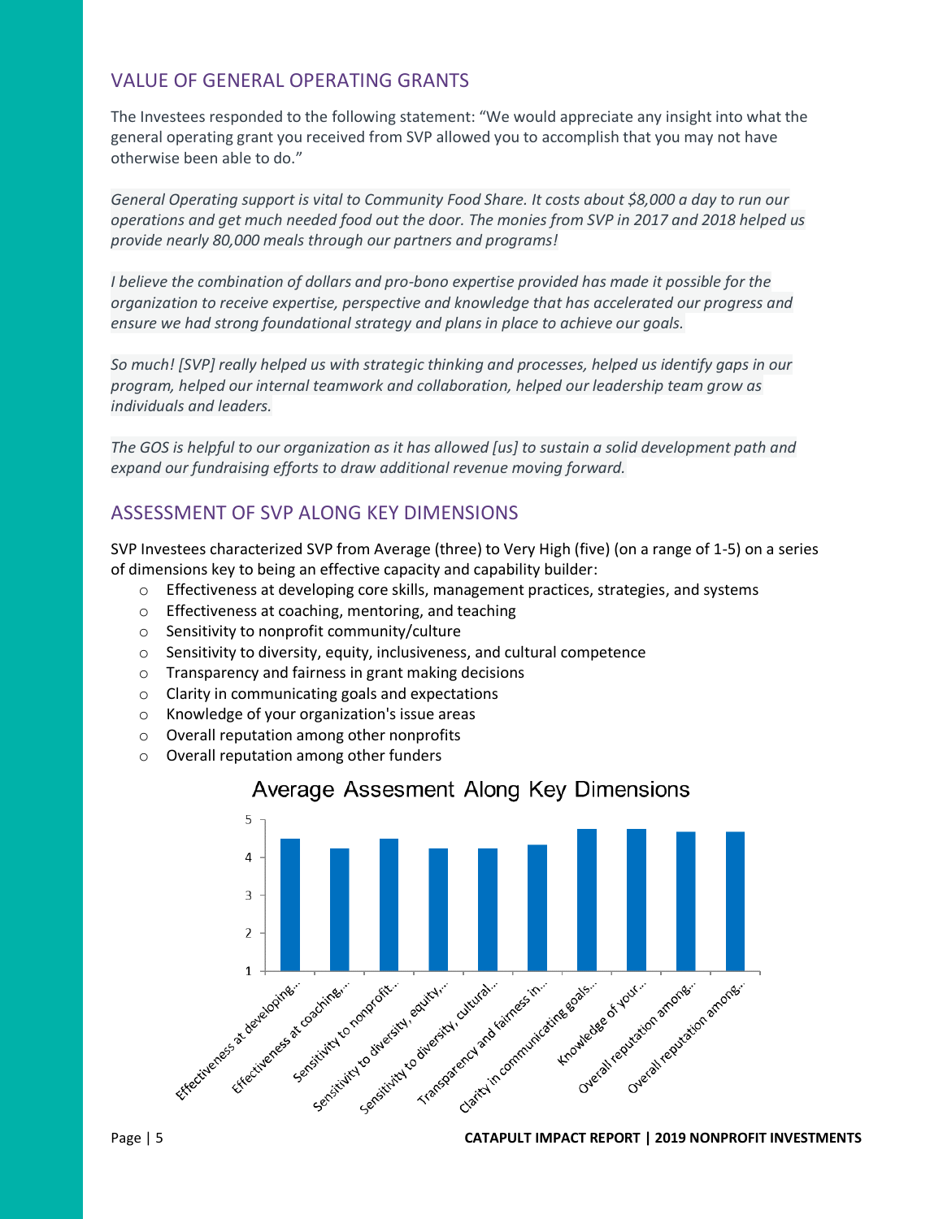## VALUE OF GENERAL OPERATING GRANTS

The Investees responded to the following statement: "We would appreciate any insight into what the general operating grant you received from SVP allowed you to accomplish that you may not have otherwise been able to do."

*General Operating support is vital to Community Food Share. It costs about $8,000 a day to run our operations and get much needed food out the door. The monies from SVP in 2017 and 2018 helped us provide nearly 80,000 meals through our partners and programs!*

*I believe the combination of dollars and pro-bono expertise provided has made it possible for the organization to receive expertise, perspective and knowledge that has accelerated our progress and ensure we had strong foundational strategy and plans in place to achieve our goals.*

*So much! [SVP] really helped us with strategic thinking and processes, helped us identify gaps in our program, helped our internal teamwork and collaboration, helped our leadership team grow as individuals and leaders.*

*The GOS is helpful to our organization as it has allowed [us] to sustain a solid development path and expand our fundraising efforts to draw additional revenue moving forward.*

## ASSESSMENT OF SVP ALONG KEY DIMENSIONS

SVP Investees characterized SVP from Average (three) to Very High (five) (on a range of 1-5) on a series of dimensions key to being an effective capacity and capability builder:

- Effectiveness at developing core skills, management practices, strategies, and systems
- Effectiveness at coaching, mentoring, and teaching
- Sensitivity to nonprofit community/culture
- Sensitivity to diversity, equity, inclusiveness, and cultural competence
- Transparency and fairness in grant making decisions
- Clarity in communicating goals and expectations
- Knowledge of your organization's issue areas
- Overall reputation among other nonprofits
- Overall reputation among other funders

**Average Assesment Along Key Dimensions**

| Dimension | Average (approx.) |
|---|---|
| Effectiveness at developing... | 4.5 |
| Effectiveness at coaching,... | 4.25 |
| Sensitivity to nonprofit... | 4.5 |
| Sensitivity to diversity, equity,... | 4.25 |
| Sensitivity to diversity, cultural... | 4.25 |
| Transparency and fairness in... | 4.33 |
| Clarity in communicating goals... | 4.75 |
| Knowledge of your... | 4.75 |
| Overall reputation among... | 4.67 |
| Overall reputation among... | 4.67 |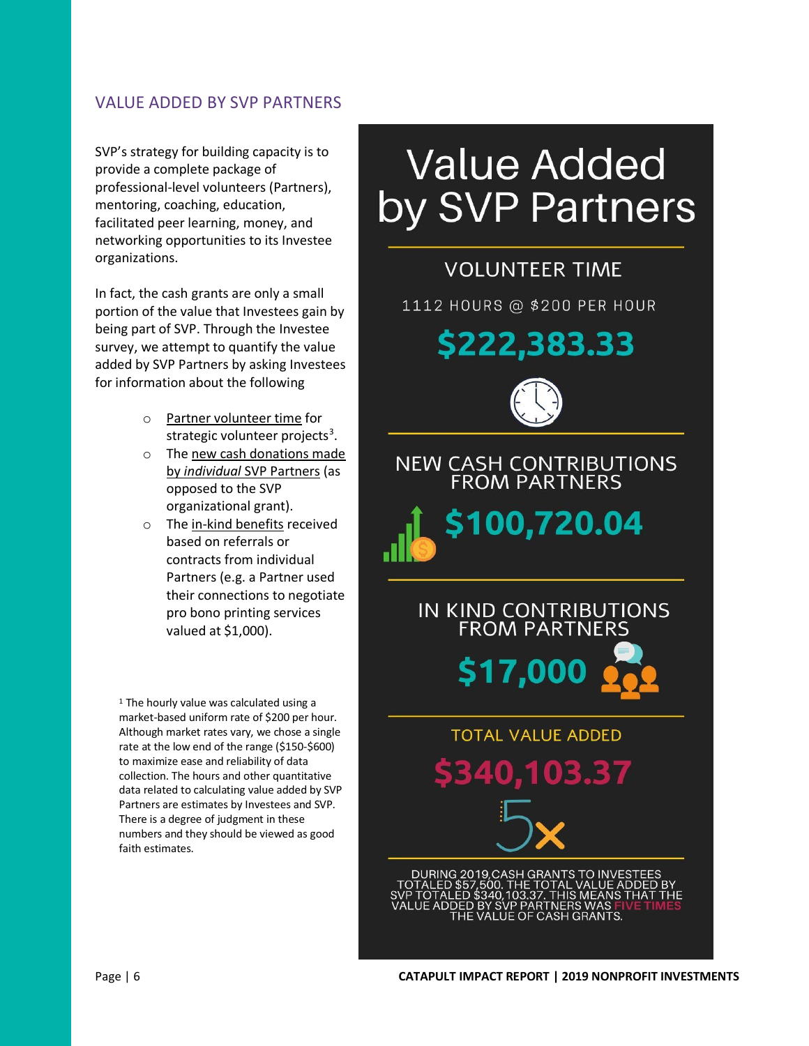## VALUE ADDED BY SVP PARTNERS

SVP's strategy for building capacity is to provide a complete package of professional-level volunteers (Partners), mentoring, coaching, education, facilitated peer learning, money, and networking opportunities to its Investee organizations.

In fact, the cash grants are only a small portion of the value that Investees gain by being part of SVP. Through the Investee survey, we attempt to quantify the value added by SVP Partners by asking Investees for information about the following

- Partner volunteer time for strategic volunteer projects[3].
- The new cash donations made by *individual* SVP Partners (as opposed to the SVP organizational grant).
- The in-kind benefits received based on referrals or contracts from individual Partners (e.g. a Partner used their connections to negotiate pro bono printing services valued at $1,000).

[1] The hourly value was calculated using a market-based uniform rate of $200 per hour. Although market rates vary, we chose a single rate at the low end of the range ($150-$600) to maximize ease and reliability of data collection. The hours and other quantitative data related to calculating value added by SVP Partners are estimates by Investees and SVP. There is a degree of judgment in these numbers and they should be viewed as good faith estimates.

# Value Added by SVP Partners

### VOLUNTEER TIME

1112 HOURS @ $200 PER HOUR

**$222,383.33**

### NEW CASH CONTRIBUTIONS FROM PARTNERS

**$100,720.04**

### IN KIND CONTRIBUTIONS FROM PARTNERS

**$17,000**

### TOTAL VALUE ADDED

**$340,103.37**

5x

DURING 2019,CASH GRANTS TO INVESTEES TOTALED $57,500. THE TOTAL VALUE ADDED BY SVP TOTALED $340,103.37. THIS MEANS THAT THE VALUE ADDED BY SVP PARTNERS WAS FIVE TIMES THE VALUE OF CASH GRANTS.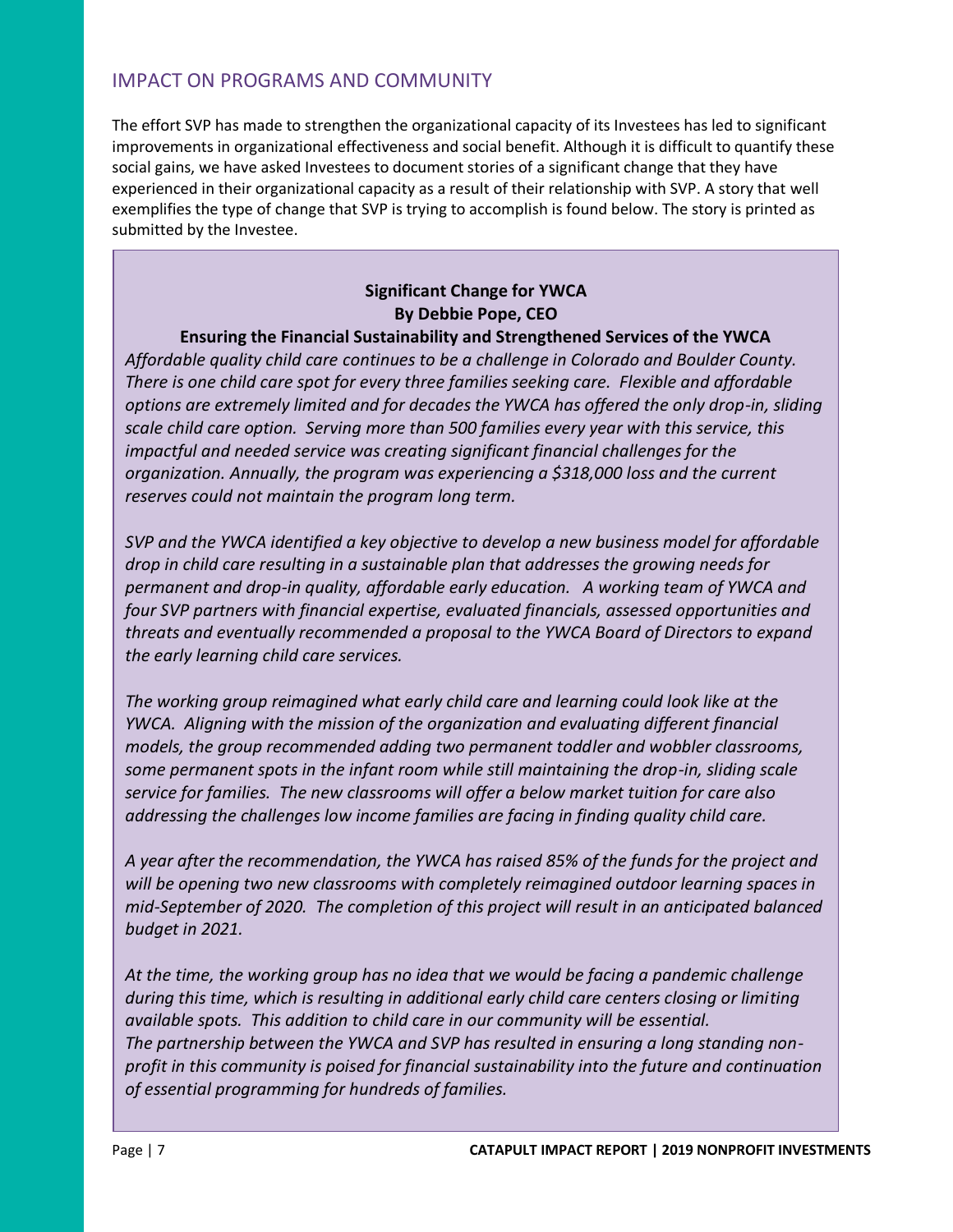## IMPACT ON PROGRAMS AND COMMUNITY

The effort SVP has made to strengthen the organizational capacity of its Investees has led to significant improvements in organizational effectiveness and social benefit. Although it is difficult to quantify these social gains, we have asked Investees to document stories of a significant change that they have experienced in their organizational capacity as a result of their relationship with SVP. A story that well exemplifies the type of change that SVP is trying to accomplish is found below. The story is printed as submitted by the Investee.

**Significant Change for YWCA**
**By Debbie Pope, CEO**

**Ensuring the Financial Sustainability and Strengthened Services of the YWCA**

*Affordable quality child care continues to be a challenge in Colorado and Boulder County. There is one child care spot for every three families seeking care. Flexible and affordable options are extremely limited and for decades the YWCA has offered the only drop-in, sliding scale child care option. Serving more than 500 families every year with this service, this impactful and needed service was creating significant financial challenges for the organization. Annually, the program was experiencing a $318,000 loss and the current reserves could not maintain the program long term.*

*SVP and the YWCA identified a key objective to develop a new business model for affordable drop in child care resulting in a sustainable plan that addresses the growing needs for permanent and drop-in quality, affordable early education. A working team of YWCA and four SVP partners with financial expertise, evaluated financials, assessed opportunities and threats and eventually recommended a proposal to the YWCA Board of Directors to expand the early learning child care services.*

*The working group reimagined what early child care and learning could look like at the YWCA. Aligning with the mission of the organization and evaluating different financial models, the group recommended adding two permanent toddler and wobbler classrooms, some permanent spots in the infant room while still maintaining the drop-in, sliding scale service for families. The new classrooms will offer a below market tuition for care also addressing the challenges low income families are facing in finding quality child care.*

*A year after the recommendation, the YWCA has raised 85% of the funds for the project and will be opening two new classrooms with completely reimagined outdoor learning spaces in mid-September of 2020. The completion of this project will result in an anticipated balanced budget in 2021.*

*At the time, the working group has no idea that we would be facing a pandemic challenge during this time, which is resulting in additional early child care centers closing or limiting available spots. This addition to child care in our community will be essential.*
*The partnership between the YWCA and SVP has resulted in ensuring a long standing non-profit in this community is poised for financial sustainability into the future and continuation of essential programming for hundreds of families.*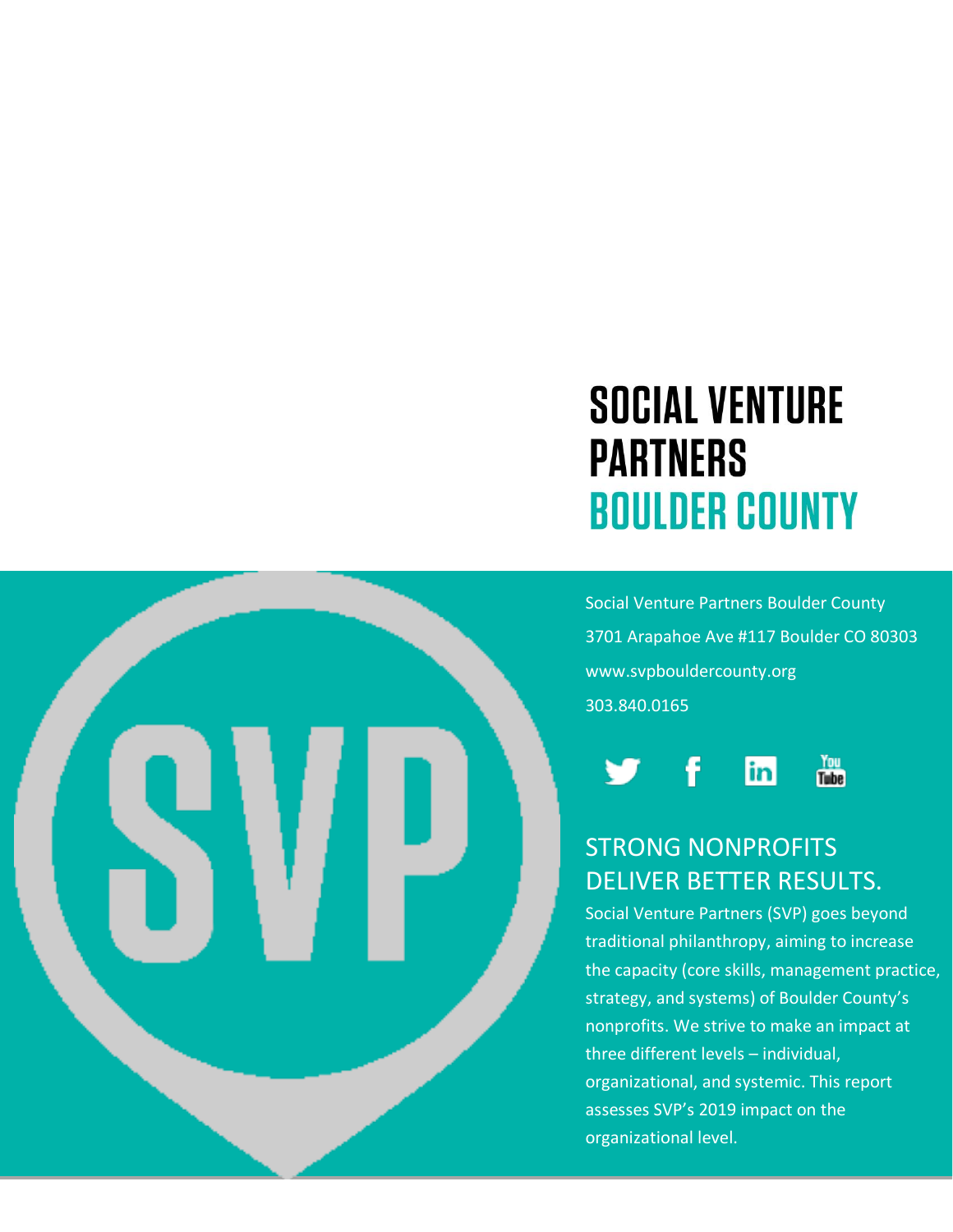# SOCIAL VENTURE PARTNERS BOULDER COUNTY

Social Venture Partners Boulder County

3701 Arapahoe Ave #117 Boulder CO 80303

www.svpbouldercounty.org

303.840.0165

## STRONG NONPROFITS DELIVER BETTER RESULTS.

Social Venture Partners (SVP) goes beyond traditional philanthropy, aiming to increase the capacity (core skills, management practice, strategy, and systems) of Boulder County's nonprofits. We strive to make an impact at three different levels – individual, organizational, and systemic. This report assesses SVP's 2019 impact on the organizational level.